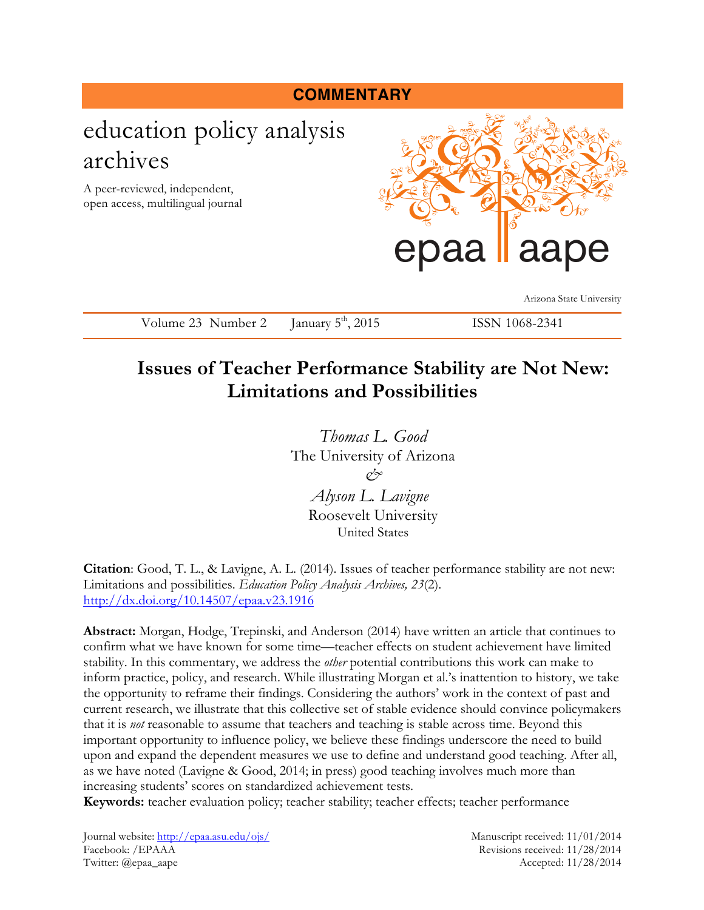**COMMENTARY**

# education policy analysis archives

A peer-reviewed, independent, open access, multilingual journal

epaa aape

Arizona State University

Volume 23 Number 2 January 5th, 2015 ISSN 1068-2341

## Issues of Teacher Performance Stability are Not New: Limitations and Possibilities

*Thomas L. Good*
The University of Arizona
&
*Alyson L. Lavigne*
Roosevelt University
United States

**Citation**: Good, T. L., & Lavigne, A. L. (2014). Issues of teacher performance stability are not new: Limitations and possibilities. *Education Policy Analysis Archives, 23*(2). http://dx.doi.org/10.14507/epaa.v23.1916

**Abstract:** Morgan, Hodge, Trepinski, and Anderson (2014) have written an article that continues to confirm what we have known for some time—teacher effects on student achievement have limited stability. In this commentary, we address the *other* potential contributions this work can make to inform practice, policy, and research. While illustrating Morgan et al.'s inattention to history, we take the opportunity to reframe their findings. Considering the authors' work in the context of past and current research, we illustrate that this collective set of stable evidence should convince policymakers that it is *not* reasonable to assume that teachers and teaching is stable across time. Beyond this important opportunity to influence policy, we believe these findings underscore the need to build upon and expand the dependent measures we use to define and understand good teaching. After all, as we have noted (Lavigne & Good, 2014; in press) good teaching involves much more than increasing students' scores on standardized achievement tests.

**Keywords:** teacher evaluation policy; teacher stability; teacher effects; teacher performance

Journal website: http://epaa.asu.edu/ojs/
Facebook: /EPAAA
Twitter: @epaa_aape

Manuscript received: 11/01/2014
Revisions received: 11/28/2014
Accepted: 11/28/2014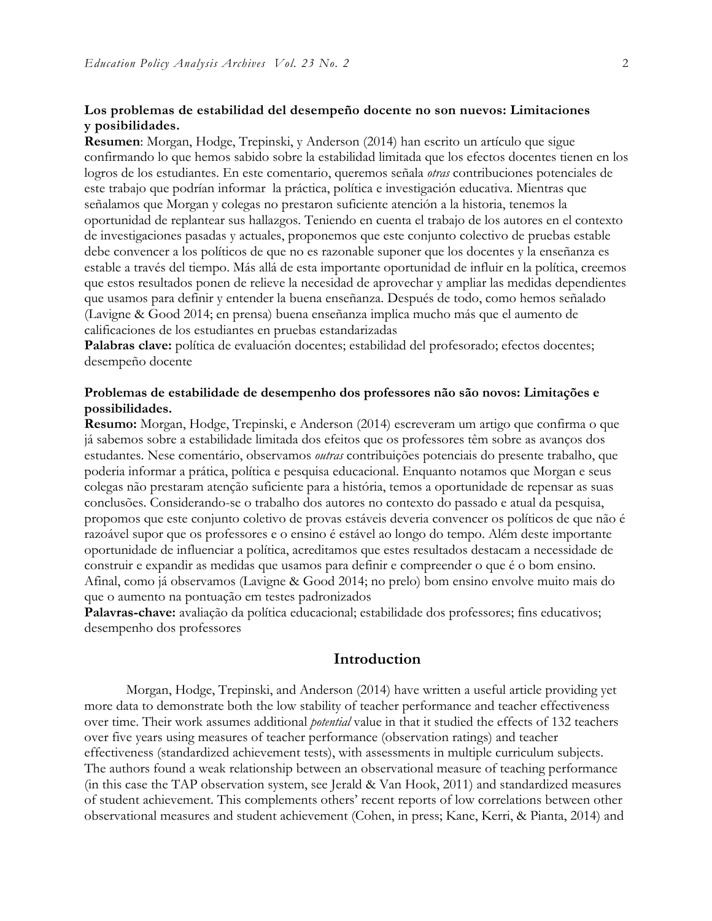**Los problemas de estabilidad del desempeño docente no son nuevos: Limitaciones y posibilidades.**

**Resumen**: Morgan, Hodge, Trepinski, y Anderson (2014) han escrito un artículo que sigue confirmando lo que hemos sabido sobre la estabilidad limitada que los efectos docentes tienen en los logros de los estudiantes. En este comentario, queremos señala *otras* contribuciones potenciales de este trabajo que podrían informar la práctica, política e investigación educativa. Mientras que señalamos que Morgan y colegas no prestaron suficiente atención a la historia, tenemos la oportunidad de replantear sus hallazgos. Teniendo en cuenta el trabajo de los autores en el contexto de investigaciones pasadas y actuales, proponemos que este conjunto colectivo de pruebas estable debe convencer a los políticos de que no es razonable suponer que los docentes y la enseñanza es estable a través del tiempo. Más allá de esta importante oportunidad de influir en la política, creemos que estos resultados ponen de relieve la necesidad de aprovechar y ampliar las medidas dependientes que usamos para definir y entender la buena enseñanza. Después de todo, como hemos señalado (Lavigne & Good 2014; en prensa) buena enseñanza implica mucho más que el aumento de calificaciones de los estudiantes en pruebas estandarizadas

**Palabras clave:** política de evaluación docentes; estabilidad del profesorado; efectos docentes; desempeño docente

**Problemas de estabilidade de desempenho dos professores não são novos: Limitações e possibilidades.**

**Resumo:** Morgan, Hodge, Trepinski, e Anderson (2014) escreveram um artigo que confirma o que já sabemos sobre a estabilidade limitada dos efeitos que os professores têm sobre as avanços dos estudantes. Nese comentário, observamos *outras* contribuições potenciais do presente trabalho, que poderia informar a prática, política e pesquisa educacional. Enquanto notamos que Morgan e seus colegas não prestaram atenção suficiente para a história, temos a oportunidade de repensar as suas conclusões. Considerando-se o trabalho dos autores no contexto do passado e atual da pesquisa, propomos que este conjunto coletivo de provas estáveis deveria convencer os políticos de que não é razoável supor que os professores e o ensino é estável ao longo do tempo. Além deste importante oportunidade de influenciar a política, acreditamos que estes resultados destacam a necessidade de construir e expandir as medidas que usamos para definir e compreender o que é o bom ensino. Afinal, como já observamos (Lavigne & Good 2014; no prelo) bom ensino envolve muito mais do que o aumento na pontuação em testes padronizados

**Palavras-chave:** avaliação da política educacional; estabilidade dos professores; fins educativos; desempenho dos professores

## Introduction

Morgan, Hodge, Trepinski, and Anderson (2014) have written a useful article providing yet more data to demonstrate both the low stability of teacher performance and teacher effectiveness over time. Their work assumes additional *potential* value in that it studied the effects of 132 teachers over five years using measures of teacher performance (observation ratings) and teacher effectiveness (standardized achievement tests), with assessments in multiple curriculum subjects. The authors found a weak relationship between an observational measure of teaching performance (in this case the TAP observation system, see Jerald & Van Hook, 2011) and standardized measures of student achievement. This complements others' recent reports of low correlations between other observational measures and student achievement (Cohen, in press; Kane, Kerri, & Pianta, 2014) and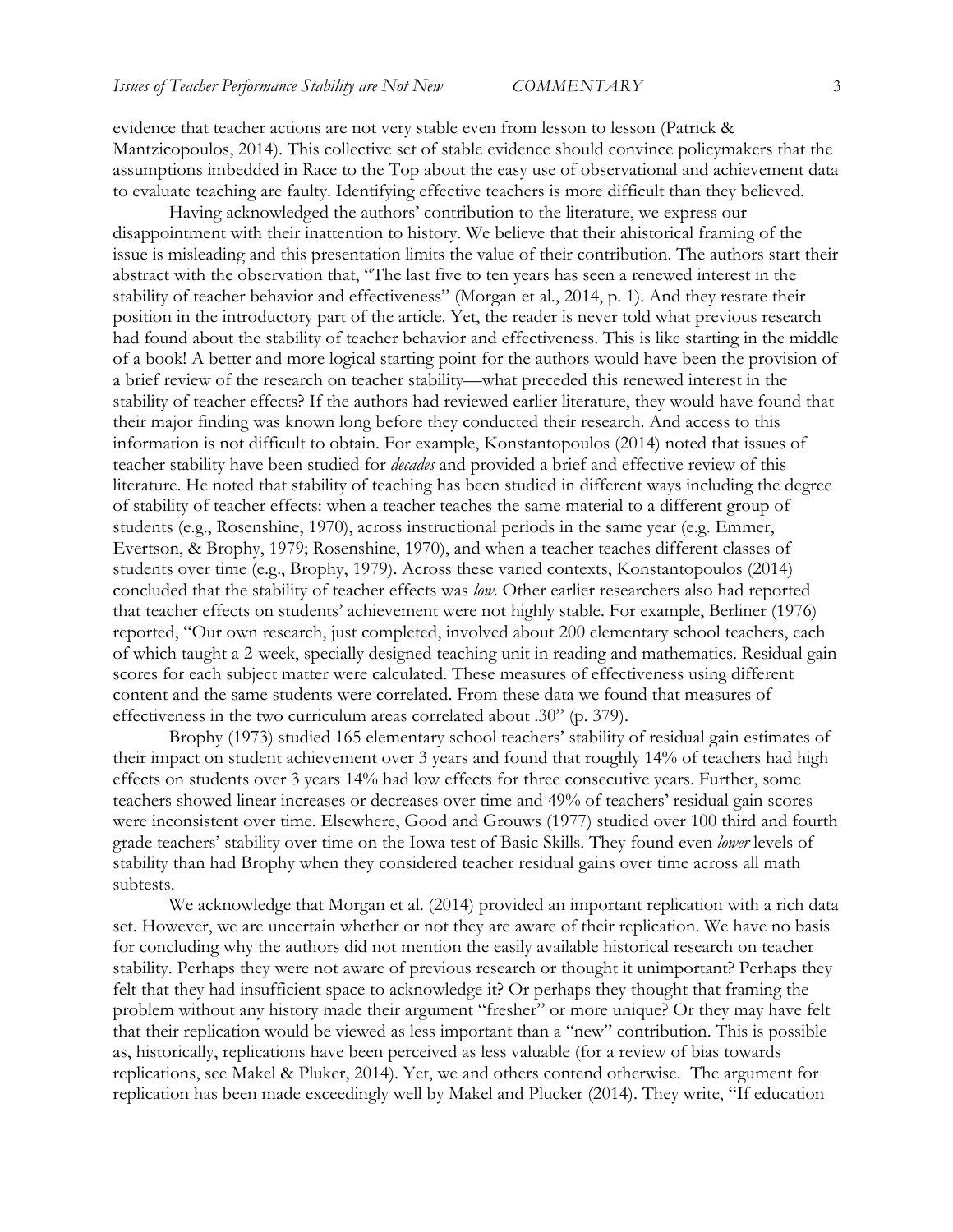evidence that teacher actions are not very stable even from lesson to lesson (Patrick & Mantzicopoulos, 2014). This collective set of stable evidence should convince policymakers that the assumptions imbedded in Race to the Top about the easy use of observational and achievement data to evaluate teaching are faulty. Identifying effective teachers is more difficult than they believed.

Having acknowledged the authors' contribution to the literature, we express our disappointment with their inattention to history. We believe that their ahistorical framing of the issue is misleading and this presentation limits the value of their contribution. The authors start their abstract with the observation that, "The last five to ten years has seen a renewed interest in the stability of teacher behavior and effectiveness" (Morgan et al., 2014, p. 1). And they restate their position in the introductory part of the article. Yet, the reader is never told what previous research had found about the stability of teacher behavior and effectiveness. This is like starting in the middle of a book! A better and more logical starting point for the authors would have been the provision of a brief review of the research on teacher stability—what preceded this renewed interest in the stability of teacher effects? If the authors had reviewed earlier literature, they would have found that their major finding was known long before they conducted their research. And access to this information is not difficult to obtain. For example, Konstantopoulos (2014) noted that issues of teacher stability have been studied for *decades* and provided a brief and effective review of this literature. He noted that stability of teaching has been studied in different ways including the degree of stability of teacher effects: when a teacher teaches the same material to a different group of students (e.g., Rosenshine, 1970), across instructional periods in the same year (e.g. Emmer, Evertson, & Brophy, 1979; Rosenshine, 1970), and when a teacher teaches different classes of students over time (e.g., Brophy, 1979). Across these varied contexts, Konstantopoulos (2014) concluded that the stability of teacher effects was *low*. Other earlier researchers also had reported that teacher effects on students' achievement were not highly stable. For example, Berliner (1976) reported, "Our own research, just completed, involved about 200 elementary school teachers, each of which taught a 2-week, specially designed teaching unit in reading and mathematics. Residual gain scores for each subject matter were calculated. These measures of effectiveness using different content and the same students were correlated. From these data we found that measures of effectiveness in the two curriculum areas correlated about .30" (p. 379).

Brophy (1973) studied 165 elementary school teachers' stability of residual gain estimates of their impact on student achievement over 3 years and found that roughly 14% of teachers had high effects on students over 3 years 14% had low effects for three consecutive years. Further, some teachers showed linear increases or decreases over time and 49% of teachers' residual gain scores were inconsistent over time. Elsewhere, Good and Grouws (1977) studied over 100 third and fourth grade teachers' stability over time on the Iowa test of Basic Skills. They found even *lower* levels of stability than had Brophy when they considered teacher residual gains over time across all math subtests.

We acknowledge that Morgan et al. (2014) provided an important replication with a rich data set. However, we are uncertain whether or not they are aware of their replication. We have no basis for concluding why the authors did not mention the easily available historical research on teacher stability. Perhaps they were not aware of previous research or thought it unimportant? Perhaps they felt that they had insufficient space to acknowledge it? Or perhaps they thought that framing the problem without any history made their argument "fresher" or more unique? Or they may have felt that their replication would be viewed as less important than a "new" contribution. This is possible as, historically, replications have been perceived as less valuable (for a review of bias towards replications, see Makel & Pluker, 2014). Yet, we and others contend otherwise. The argument for replication has been made exceedingly well by Makel and Plucker (2014). They write, "If education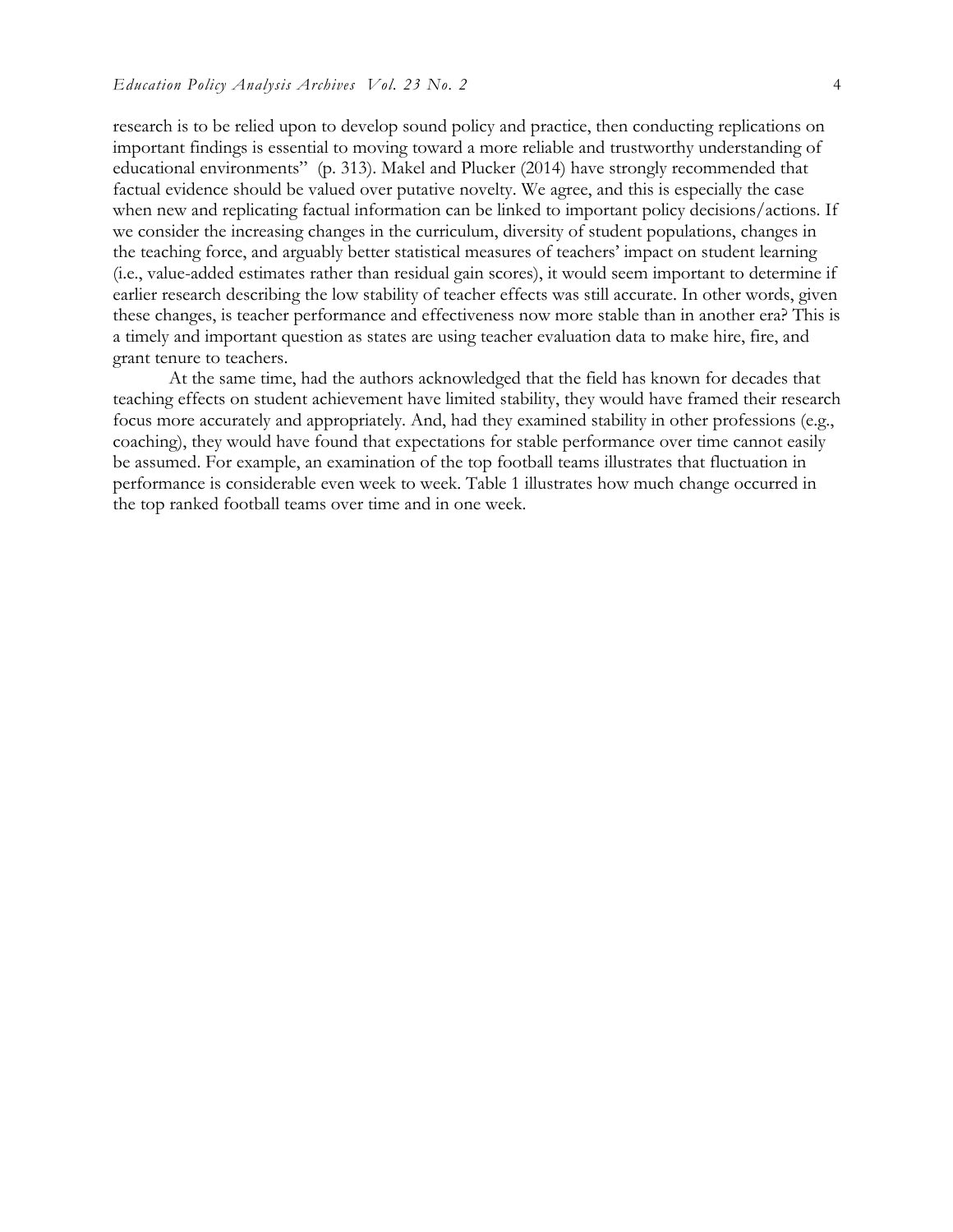research is to be relied upon to develop sound policy and practice, then conducting replications on important findings is essential to moving toward a more reliable and trustworthy understanding of educational environments" (p. 313). Makel and Plucker (2014) have strongly recommended that factual evidence should be valued over putative novelty. We agree, and this is especially the case when new and replicating factual information can be linked to important policy decisions/actions. If we consider the increasing changes in the curriculum, diversity of student populations, changes in the teaching force, and arguably better statistical measures of teachers' impact on student learning (i.e., value-added estimates rather than residual gain scores), it would seem important to determine if earlier research describing the low stability of teacher effects was still accurate. In other words, given these changes, is teacher performance and effectiveness now more stable than in another era? This is a timely and important question as states are using teacher evaluation data to make hire, fire, and grant tenure to teachers.

At the same time, had the authors acknowledged that the field has known for decades that teaching effects on student achievement have limited stability, they would have framed their research focus more accurately and appropriately. And, had they examined stability in other professions (e.g., coaching), they would have found that expectations for stable performance over time cannot easily be assumed. For example, an examination of the top football teams illustrates that fluctuation in performance is considerable even week to week. Table 1 illustrates how much change occurred in the top ranked football teams over time and in one week.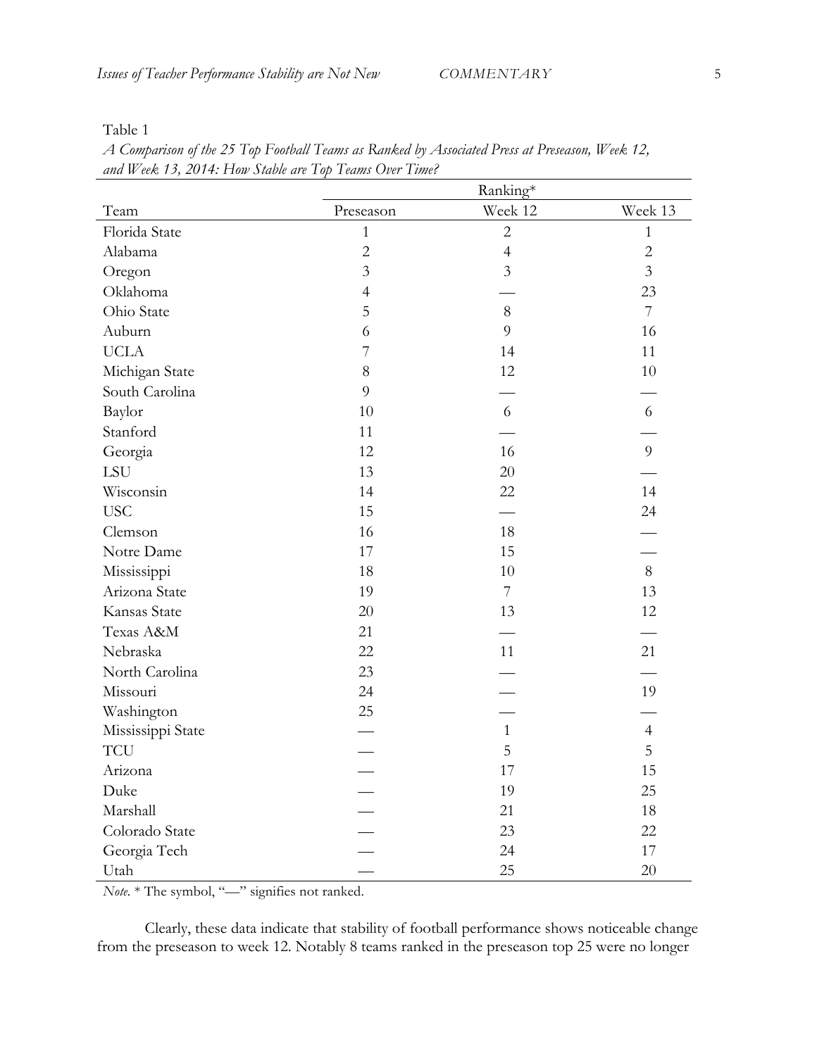Table 1

*A Comparison of the 25 Top Football Teams as Ranked by Associated Press at Preseason, Week 12, and Week 13, 2014: How Stable are Top Teams Over Time?*

| | Ranking* | | |
|---|---|---|---|
| Team | Preseason | Week 12 | Week 13 |
| Florida State | 1 | 2 | 1 |
| Alabama | 2 | 4 | 2 |
| Oregon | 3 | 3 | 3 |
| Oklahoma | 4 | — | 23 |
| Ohio State | 5 | 8 | 7 |
| Auburn | 6 | 9 | 16 |
| UCLA | 7 | 14 | 11 |
| Michigan State | 8 | 12 | 10 |
| South Carolina | 9 | — | — |
| Baylor | 10 | 6 | 6 |
| Stanford | 11 | — | — |
| Georgia | 12 | 16 | 9 |
| LSU | 13 | 20 | — |
| Wisconsin | 14 | 22 | 14 |
| USC | 15 | — | 24 |
| Clemson | 16 | 18 | — |
| Notre Dame | 17 | 15 | — |
| Mississippi | 18 | 10 | 8 |
| Arizona State | 19 | 7 | 13 |
| Kansas State | 20 | 13 | 12 |
| Texas A&M | 21 | — | — |
| Nebraska | 22 | 11 | 21 |
| North Carolina | 23 | — | — |
| Missouri | 24 | — | 19 |
| Washington | 25 | — | — |
| Mississippi State | — | 1 | 4 |
| TCU | — | 5 | 5 |
| Arizona | — | 17 | 15 |
| Duke | — | 19 | 25 |
| Marshall | — | 21 | 18 |
| Colorado State | — | 23 | 22 |
| Georgia Tech | — | 24 | 17 |
| Utah | — | 25 | 20 |

*Note.* * The symbol, "—" signifies not ranked.

Clearly, these data indicate that stability of football performance shows noticeable change from the preseason to week 12. Notably 8 teams ranked in the preseason top 25 were no longer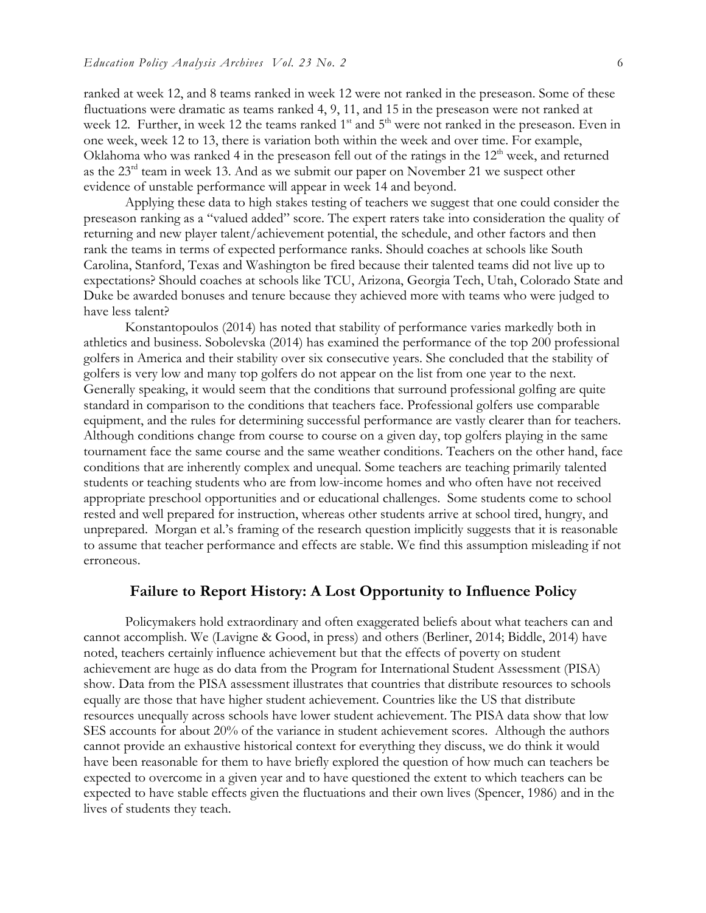ranked at week 12, and 8 teams ranked in week 12 were not ranked in the preseason. Some of these fluctuations were dramatic as teams ranked 4, 9, 11, and 15 in the preseason were not ranked at week 12. Further, in week 12 the teams ranked 1st and 5th were not ranked in the preseason. Even in one week, week 12 to 13, there is variation both within the week and over time. For example, Oklahoma who was ranked 4 in the preseason fell out of the ratings in the 12th week, and returned as the 23rd team in week 13. And as we submit our paper on November 21 we suspect other evidence of unstable performance will appear in week 14 and beyond.

Applying these data to high stakes testing of teachers we suggest that one could consider the preseason ranking as a "valued added" score. The expert raters take into consideration the quality of returning and new player talent/achievement potential, the schedule, and other factors and then rank the teams in terms of expected performance ranks. Should coaches at schools like South Carolina, Stanford, Texas and Washington be fired because their talented teams did not live up to expectations? Should coaches at schools like TCU, Arizona, Georgia Tech, Utah, Colorado State and Duke be awarded bonuses and tenure because they achieved more with teams who were judged to have less talent?

Konstantopoulos (2014) has noted that stability of performance varies markedly both in athletics and business. Sobolevska (2014) has examined the performance of the top 200 professional golfers in America and their stability over six consecutive years. She concluded that the stability of golfers is very low and many top golfers do not appear on the list from one year to the next. Generally speaking, it would seem that the conditions that surround professional golfing are quite standard in comparison to the conditions that teachers face. Professional golfers use comparable equipment, and the rules for determining successful performance are vastly clearer than for teachers. Although conditions change from course to course on a given day, top golfers playing in the same tournament face the same course and the same weather conditions. Teachers on the other hand, face conditions that are inherently complex and unequal. Some teachers are teaching primarily talented students or teaching students who are from low-income homes and who often have not received appropriate preschool opportunities and or educational challenges. Some students come to school rested and well prepared for instruction, whereas other students arrive at school tired, hungry, and unprepared. Morgan et al.'s framing of the research question implicitly suggests that it is reasonable to assume that teacher performance and effects are stable. We find this assumption misleading if not erroneous.

## Failure to Report History: A Lost Opportunity to Influence Policy

Policymakers hold extraordinary and often exaggerated beliefs about what teachers can and cannot accomplish. We (Lavigne & Good, in press) and others (Berliner, 2014; Biddle, 2014) have noted, teachers certainly influence achievement but that the effects of poverty on student achievement are huge as do data from the Program for International Student Assessment (PISA) show. Data from the PISA assessment illustrates that countries that distribute resources to schools equally are those that have higher student achievement. Countries like the US that distribute resources unequally across schools have lower student achievement. The PISA data show that low SES accounts for about 20% of the variance in student achievement scores. Although the authors cannot provide an exhaustive historical context for everything they discuss, we do think it would have been reasonable for them to have briefly explored the question of how much can teachers be expected to overcome in a given year and to have questioned the extent to which teachers can be expected to have stable effects given the fluctuations and their own lives (Spencer, 1986) and in the lives of students they teach.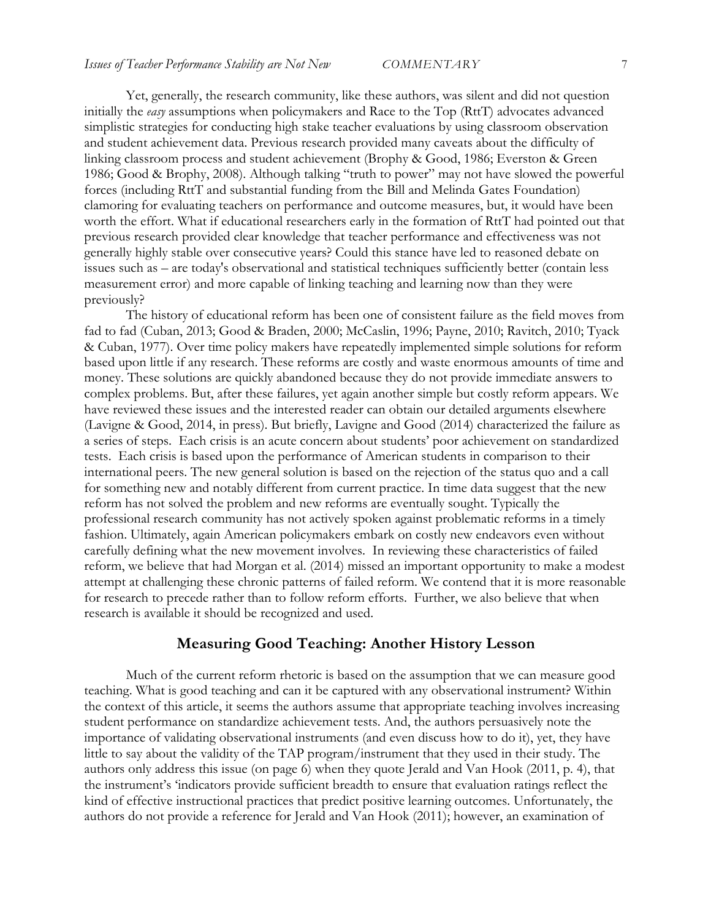Yet, generally, the research community, like these authors, was silent and did not question initially the *easy* assumptions when policymakers and Race to the Top (RttT) advocates advanced simplistic strategies for conducting high stake teacher evaluations by using classroom observation and student achievement data. Previous research provided many caveats about the difficulty of linking classroom process and student achievement (Brophy & Good, 1986; Everston & Green 1986; Good & Brophy, 2008). Although talking "truth to power" may not have slowed the powerful forces (including RttT and substantial funding from the Bill and Melinda Gates Foundation) clamoring for evaluating teachers on performance and outcome measures, but, it would have been worth the effort. What if educational researchers early in the formation of RttT had pointed out that previous research provided clear knowledge that teacher performance and effectiveness was not generally highly stable over consecutive years? Could this stance have led to reasoned debate on issues such as – are today's observational and statistical techniques sufficiently better (contain less measurement error) and more capable of linking teaching and learning now than they were previously?

The history of educational reform has been one of consistent failure as the field moves from fad to fad (Cuban, 2013; Good & Braden, 2000; McCaslin, 1996; Payne, 2010; Ravitch, 2010; Tyack & Cuban, 1977). Over time policy makers have repeatedly implemented simple solutions for reform based upon little if any research. These reforms are costly and waste enormous amounts of time and money. These solutions are quickly abandoned because they do not provide immediate answers to complex problems. But, after these failures, yet again another simple but costly reform appears. We have reviewed these issues and the interested reader can obtain our detailed arguments elsewhere (Lavigne & Good, 2014, in press). But briefly, Lavigne and Good (2014) characterized the failure as a series of steps. Each crisis is an acute concern about students' poor achievement on standardized tests. Each crisis is based upon the performance of American students in comparison to their international peers. The new general solution is based on the rejection of the status quo and a call for something new and notably different from current practice. In time data suggest that the new reform has not solved the problem and new reforms are eventually sought. Typically the professional research community has not actively spoken against problematic reforms in a timely fashion. Ultimately, again American policymakers embark on costly new endeavors even without carefully defining what the new movement involves. In reviewing these characteristics of failed reform, we believe that had Morgan et al. (2014) missed an important opportunity to make a modest attempt at challenging these chronic patterns of failed reform. We contend that it is more reasonable for research to precede rather than to follow reform efforts. Further, we also believe that when research is available it should be recognized and used.

## Measuring Good Teaching: Another History Lesson

Much of the current reform rhetoric is based on the assumption that we can measure good teaching. What is good teaching and can it be captured with any observational instrument? Within the context of this article, it seems the authors assume that appropriate teaching involves increasing student performance on standardize achievement tests. And, the authors persuasively note the importance of validating observational instruments (and even discuss how to do it), yet, they have little to say about the validity of the TAP program/instrument that they used in their study. The authors only address this issue (on page 6) when they quote Jerald and Van Hook (2011, p. 4), that the instrument's 'indicators provide sufficient breadth to ensure that evaluation ratings reflect the kind of effective instructional practices that predict positive learning outcomes. Unfortunately, the authors do not provide a reference for Jerald and Van Hook (2011); however, an examination of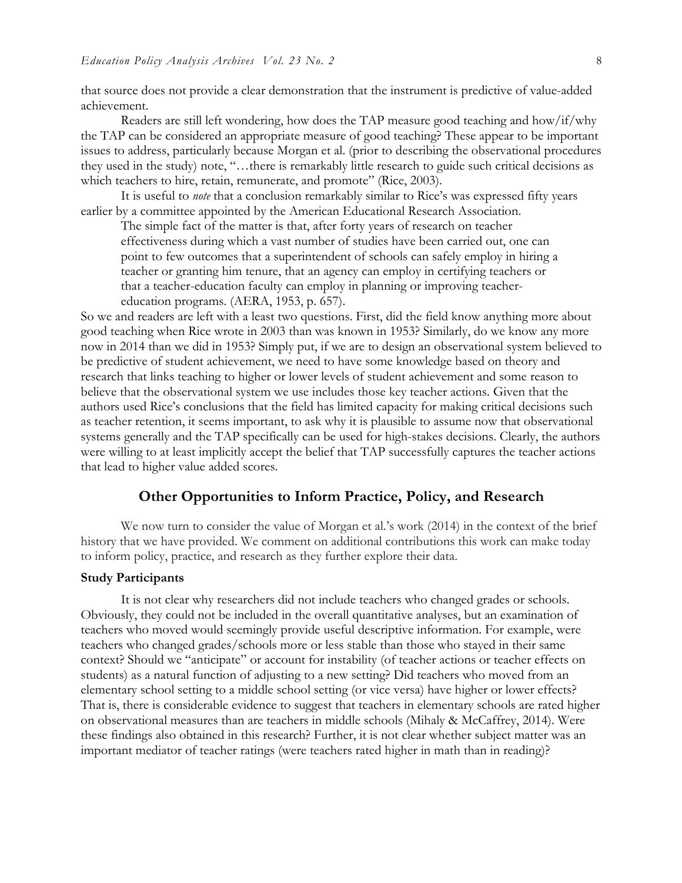that source does not provide a clear demonstration that the instrument is predictive of value-added achievement.

Readers are still left wondering, how does the TAP measure good teaching and how/if/why the TAP can be considered an appropriate measure of good teaching? These appear to be important issues to address, particularly because Morgan et al. (prior to describing the observational procedures they used in the study) note, "…there is remarkably little research to guide such critical decisions as which teachers to hire, retain, remunerate, and promote" (Rice, 2003).

It is useful to *note* that a conclusion remarkably similar to Rice's was expressed fifty years earlier by a committee appointed by the American Educational Research Association.

> The simple fact of the matter is that, after forty years of research on teacher effectiveness during which a vast number of studies have been carried out, one can point to few outcomes that a superintendent of schools can safely employ in hiring a teacher or granting him tenure, that an agency can employ in certifying teachers or that a teacher-education faculty can employ in planning or improving teacher-education programs. (AERA, 1953, p. 657).

So we and readers are left with a least two questions. First, did the field know anything more about good teaching when Rice wrote in 2003 than was known in 1953? Similarly, do we know any more now in 2014 than we did in 1953? Simply put, if we are to design an observational system believed to be predictive of student achievement, we need to have some knowledge based on theory and research that links teaching to higher or lower levels of student achievement and some reason to believe that the observational system we use includes those key teacher actions. Given that the authors used Rice's conclusions that the field has limited capacity for making critical decisions such as teacher retention, it seems important, to ask why it is plausible to assume now that observational systems generally and the TAP specifically can be used for high-stakes decisions. Clearly, the authors were willing to at least implicitly accept the belief that TAP successfully captures the teacher actions that lead to higher value added scores.

## Other Opportunities to Inform Practice, Policy, and Research

We now turn to consider the value of Morgan et al.'s work (2014) in the context of the brief history that we have provided. We comment on additional contributions this work can make today to inform policy, practice, and research as they further explore their data.

### Study Participants

It is not clear why researchers did not include teachers who changed grades or schools. Obviously, they could not be included in the overall quantitative analyses, but an examination of teachers who moved would seemingly provide useful descriptive information. For example, were teachers who changed grades/schools more or less stable than those who stayed in their same context? Should we "anticipate" or account for instability (of teacher actions or teacher effects on students) as a natural function of adjusting to a new setting? Did teachers who moved from an elementary school setting to a middle school setting (or vice versa) have higher or lower effects? That is, there is considerable evidence to suggest that teachers in elementary schools are rated higher on observational measures than are teachers in middle schools (Mihaly & McCaffrey, 2014). Were these findings also obtained in this research? Further, it is not clear whether subject matter was an important mediator of teacher ratings (were teachers rated higher in math than in reading)?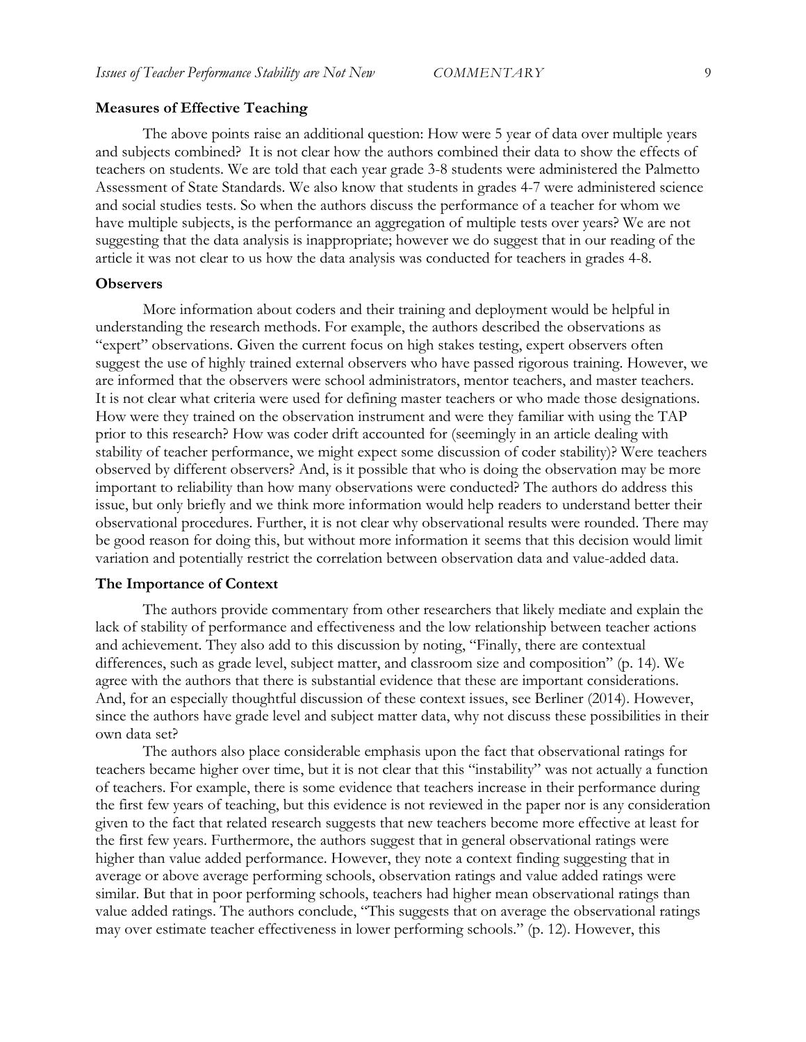### Measures of Effective Teaching

The above points raise an additional question: How were 5 year of data over multiple years and subjects combined? It is not clear how the authors combined their data to show the effects of teachers on students. We are told that each year grade 3-8 students were administered the Palmetto Assessment of State Standards. We also know that students in grades 4-7 were administered science and social studies tests. So when the authors discuss the performance of a teacher for whom we have multiple subjects, is the performance an aggregation of multiple tests over years? We are not suggesting that the data analysis is inappropriate; however we do suggest that in our reading of the article it was not clear to us how the data analysis was conducted for teachers in grades 4-8.

### Observers

More information about coders and their training and deployment would be helpful in understanding the research methods. For example, the authors described the observations as "expert" observations. Given the current focus on high stakes testing, expert observers often suggest the use of highly trained external observers who have passed rigorous training. However, we are informed that the observers were school administrators, mentor teachers, and master teachers. It is not clear what criteria were used for defining master teachers or who made those designations. How were they trained on the observation instrument and were they familiar with using the TAP prior to this research? How was coder drift accounted for (seemingly in an article dealing with stability of teacher performance, we might expect some discussion of coder stability)? Were teachers observed by different observers? And, is it possible that who is doing the observation may be more important to reliability than how many observations were conducted? The authors do address this issue, but only briefly and we think more information would help readers to understand better their observational procedures. Further, it is not clear why observational results were rounded. There may be good reason for doing this, but without more information it seems that this decision would limit variation and potentially restrict the correlation between observation data and value-added data.

### The Importance of Context

The authors provide commentary from other researchers that likely mediate and explain the lack of stability of performance and effectiveness and the low relationship between teacher actions and achievement. They also add to this discussion by noting, "Finally, there are contextual differences, such as grade level, subject matter, and classroom size and composition" (p. 14). We agree with the authors that there is substantial evidence that these are important considerations. And, for an especially thoughtful discussion of these context issues, see Berliner (2014). However, since the authors have grade level and subject matter data, why not discuss these possibilities in their own data set?

The authors also place considerable emphasis upon the fact that observational ratings for teachers became higher over time, but it is not clear that this "instability" was not actually a function of teachers. For example, there is some evidence that teachers increase in their performance during the first few years of teaching, but this evidence is not reviewed in the paper nor is any consideration given to the fact that related research suggests that new teachers become more effective at least for the first few years. Furthermore, the authors suggest that in general observational ratings were higher than value added performance. However, they note a context finding suggesting that in average or above average performing schools, observation ratings and value added ratings were similar. But that in poor performing schools, teachers had higher mean observational ratings than value added ratings. The authors conclude, "This suggests that on average the observational ratings may over estimate teacher effectiveness in lower performing schools." (p. 12). However, this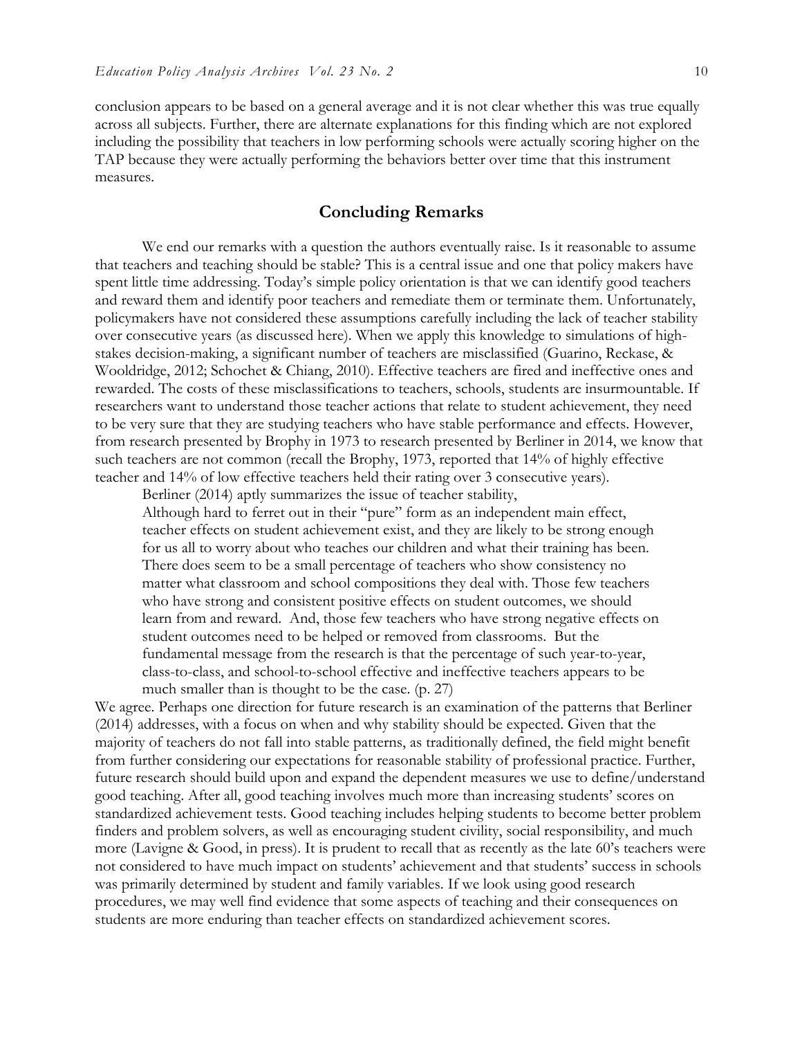conclusion appears to be based on a general average and it is not clear whether this was true equally across all subjects. Further, there are alternate explanations for this finding which are not explored including the possibility that teachers in low performing schools were actually scoring higher on the TAP because they were actually performing the behaviors better over time that this instrument measures.

## Concluding Remarks

We end our remarks with a question the authors eventually raise. Is it reasonable to assume that teachers and teaching should be stable? This is a central issue and one that policy makers have spent little time addressing. Today's simple policy orientation is that we can identify good teachers and reward them and identify poor teachers and remediate them or terminate them. Unfortunately, policymakers have not considered these assumptions carefully including the lack of teacher stability over consecutive years (as discussed here). When we apply this knowledge to simulations of high-stakes decision-making, a significant number of teachers are misclassified (Guarino, Reckase, & Wooldridge, 2012; Schochet & Chiang, 2010). Effective teachers are fired and ineffective ones and rewarded. The costs of these misclassifications to teachers, schools, students are insurmountable. If researchers want to understand those teacher actions that relate to student achievement, they need to be very sure that they are studying teachers who have stable performance and effects. However, from research presented by Brophy in 1973 to research presented by Berliner in 2014, we know that such teachers are not common (recall the Brophy, 1973, reported that 14% of highly effective teacher and 14% of low effective teachers held their rating over 3 consecutive years).

Berliner (2014) aptly summarizes the issue of teacher stability,

> Although hard to ferret out in their "pure" form as an independent main effect, teacher effects on student achievement exist, and they are likely to be strong enough for us all to worry about who teaches our children and what their training has been. There does seem to be a small percentage of teachers who show consistency no matter what classroom and school compositions they deal with. Those few teachers who have strong and consistent positive effects on student outcomes, we should learn from and reward. And, those few teachers who have strong negative effects on student outcomes need to be helped or removed from classrooms. But the fundamental message from the research is that the percentage of such year-to-year, class-to-class, and school-to-school effective and ineffective teachers appears to be much smaller than is thought to be the case. (p. 27)

We agree. Perhaps one direction for future research is an examination of the patterns that Berliner (2014) addresses, with a focus on when and why stability should be expected. Given that the majority of teachers do not fall into stable patterns, as traditionally defined, the field might benefit from further considering our expectations for reasonable stability of professional practice. Further, future research should build upon and expand the dependent measures we use to define/understand good teaching. After all, good teaching involves much more than increasing students' scores on standardized achievement tests. Good teaching includes helping students to become better problem finders and problem solvers, as well as encouraging student civility, social responsibility, and much more (Lavigne & Good, in press). It is prudent to recall that as recently as the late 60's teachers were not considered to have much impact on students' achievement and that students' success in schools was primarily determined by student and family variables. If we look using good research procedures, we may well find evidence that some aspects of teaching and their consequences on students are more enduring than teacher effects on standardized achievement scores.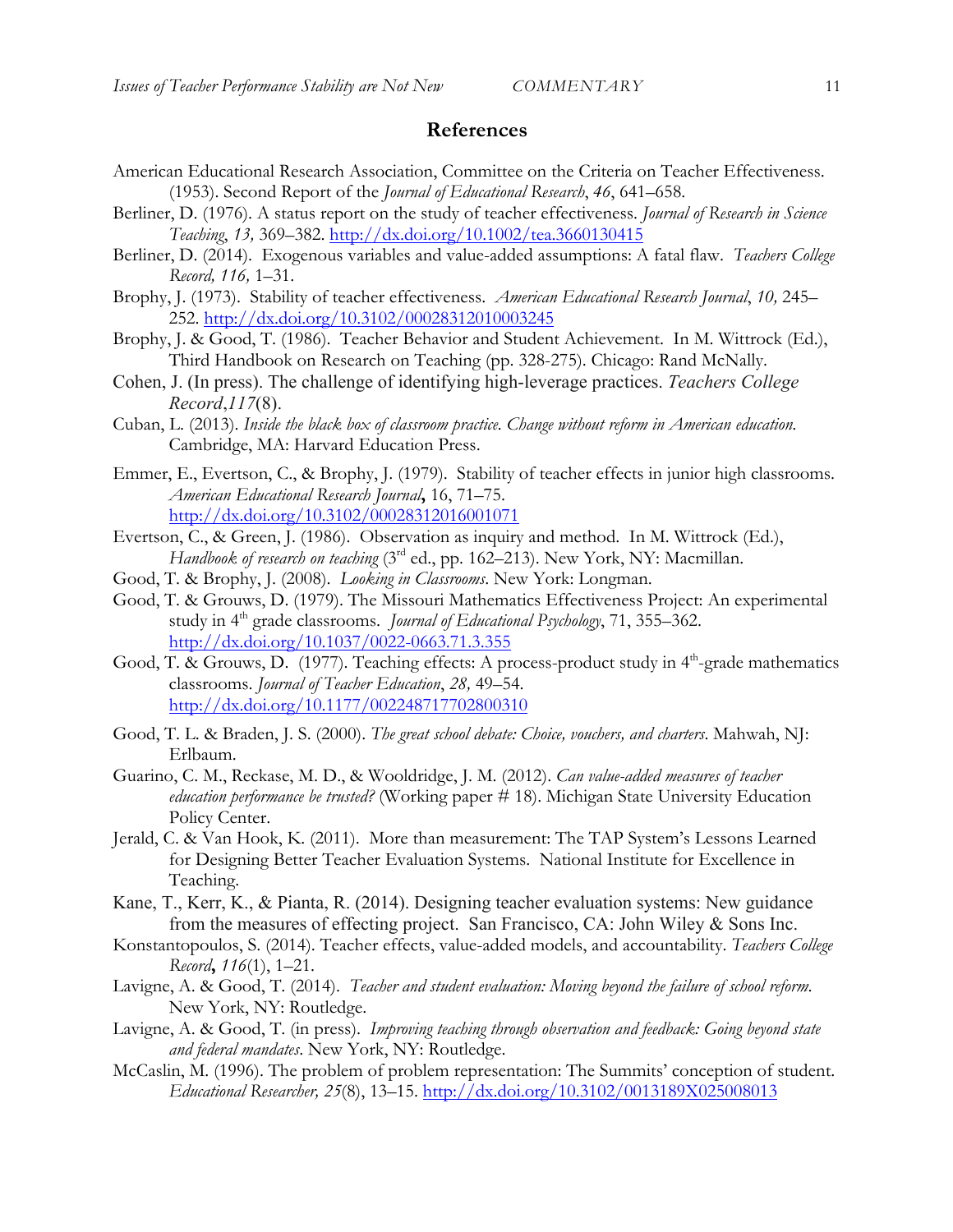## References

American Educational Research Association, Committee on the Criteria on Teacher Effectiveness. (1953). Second Report of the *Journal of Educational Research*, *46*, 641–658.

Berliner, D. (1976). A status report on the study of teacher effectiveness. *Journal of Research in Science Teaching*, *13,* 369–382. http://dx.doi.org/10.1002/tea.3660130415

Berliner, D. (2014). Exogenous variables and value-added assumptions: A fatal flaw. *Teachers College Record, 116,* 1–31.

Brophy, J. (1973). Stability of teacher effectiveness. *American Educational Research Journal*, *10,* 245–252. http://dx.doi.org/10.3102/00028312010003245

Brophy, J. & Good, T. (1986). Teacher Behavior and Student Achievement. In M. Wittrock (Ed.), Third Handbook on Research on Teaching (pp. 328-275). Chicago: Rand McNally.

Cohen, J. (In press). The challenge of identifying high-leverage practices. *Teachers College Record*,*117*(8).

Cuban, L. (2013). *Inside the black box of classroom practice. Change without reform in American education.* Cambridge, MA: Harvard Education Press.

Emmer, E., Evertson, C., & Brophy, J. (1979). Stability of teacher effects in junior high classrooms. *American Educational Research Journal***,** 16, 71–75. http://dx.doi.org/10.3102/00028312016001071

Evertson, C., & Green, J. (1986). Observation as inquiry and method. In M. Wittrock (Ed.), *Handbook of research on teaching* (3rd ed., pp. 162–213). New York, NY: Macmillan.

Good, T. & Brophy, J. (2008). *Looking in Classrooms*. New York: Longman.

Good, T. & Grouws, D. (1979). The Missouri Mathematics Effectiveness Project: An experimental study in 4th grade classrooms. *Journal of Educational Psychology*, 71, 355–362. http://dx.doi.org/10.1037/0022-0663.71.3.355

Good, T. & Grouws, D. (1977). Teaching effects: A process-product study in 4th-grade mathematics classrooms. *Journal of Teacher Education*, *28,* 49–54. http://dx.doi.org/10.1177/002248717702800310

Good, T. L. & Braden, J. S. (2000). *The great school debate: Choice, vouchers, and charters*. Mahwah, NJ: Erlbaum.

Guarino, C. M., Reckase, M. D., & Wooldridge, J. M. (2012). *Can value-added measures of teacher education performance be trusted?* (Working paper # 18). Michigan State University Education Policy Center.

Jerald, C. & Van Hook, K. (2011). More than measurement: The TAP System's Lessons Learned for Designing Better Teacher Evaluation Systems. National Institute for Excellence in Teaching.

Kane, T., Kerr, K., & Pianta, R. (2014). Designing teacher evaluation systems: New guidance from the measures of effecting project. San Francisco, CA: John Wiley & Sons Inc.

Konstantopoulos, S. (2014). Teacher effects, value-added models, and accountability. *Teachers College Record***,** *116*(1), 1–21.

Lavigne, A. & Good, T. (2014). *Teacher and student evaluation: Moving beyond the failure of school reform.* New York, NY: Routledge.

Lavigne, A. & Good, T. (in press). *Improving teaching through observation and feedback: Going beyond state and federal mandates*. New York, NY: Routledge.

McCaslin, M. (1996). The problem of problem representation: The Summits' conception of student. *Educational Researcher, 25*(8), 13–15. http://dx.doi.org/10.3102/0013189X025008013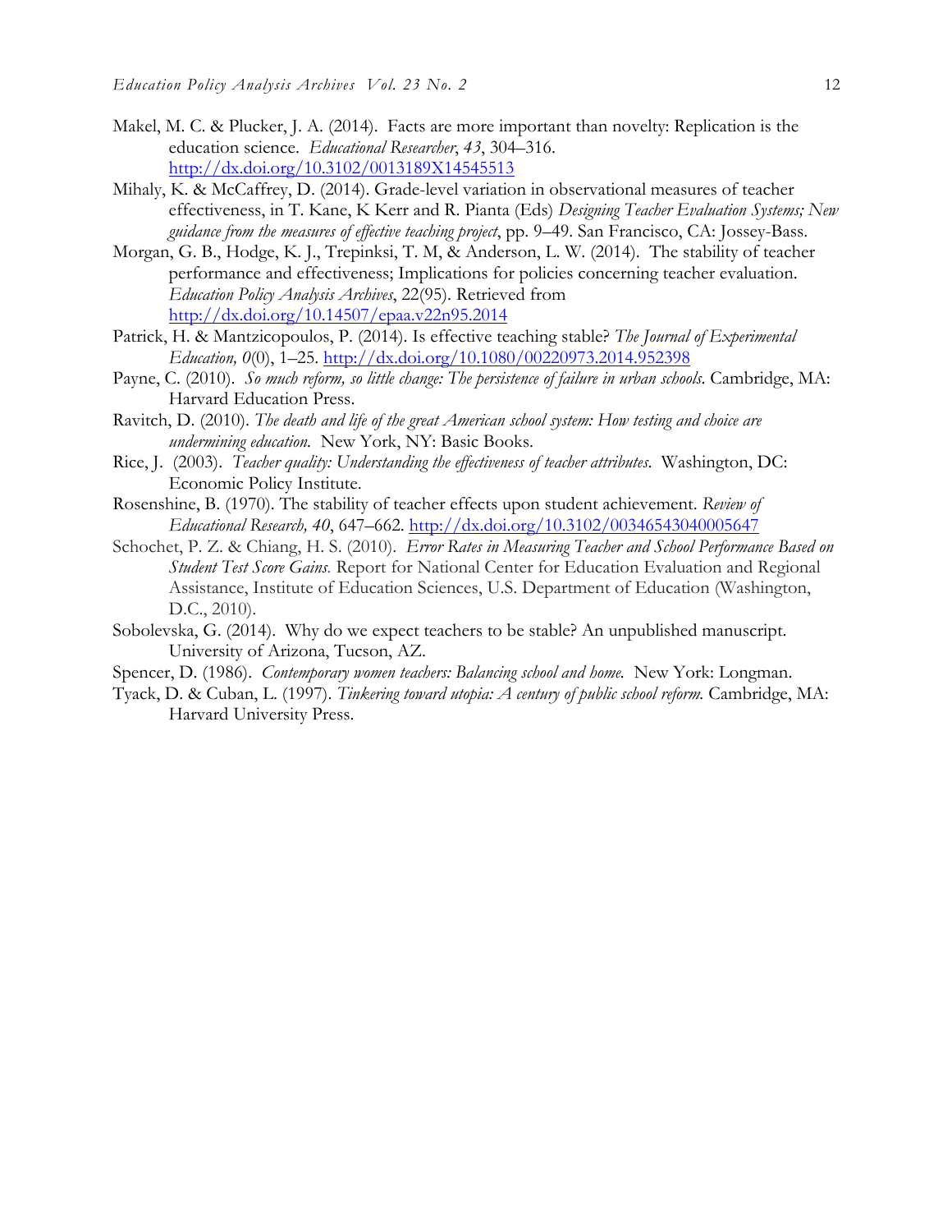Makel, M. C. & Plucker, J. A. (2014). Facts are more important than novelty: Replication is the education science. *Educational Researcher*, *43*, 304–316. http://dx.doi.org/10.3102/0013189X14545513

Mihaly, K. & McCaffrey, D. (2014). Grade-level variation in observational measures of teacher effectiveness, in T. Kane, K Kerr and R. Pianta (Eds) *Designing Teacher Evaluation Systems; New guidance from the measures of effective teaching project*, pp. 9–49. San Francisco, CA: Jossey-Bass.

Morgan, G. B., Hodge, K. J., Trepinksi, T. M, & Anderson, L. W. (2014). The stability of teacher performance and effectiveness; Implications for policies concerning teacher evaluation. *Education Policy Analysis Archives*, 22(95). Retrieved from http://dx.doi.org/10.14507/epaa.v22n95.2014

Patrick, H. & Mantzicopoulos, P. (2014). Is effective teaching stable? *The Journal of Experimental Education, 0*(0), 1–25. http://dx.doi.org/10.1080/00220973.2014.952398

Payne, C. (2010). *So much reform, so little change: The persistence of failure in urban schools*. Cambridge, MA: Harvard Education Press.

Ravitch, D. (2010). *The death and life of the great American school system: How testing and choice are undermining education.* New York, NY: Basic Books.

Rice, J. (2003). *Teacher quality: Understanding the effectiveness of teacher attributes*. Washington, DC: Economic Policy Institute.

Rosenshine, B. (1970). The stability of teacher effects upon student achievement. *Review of Educational Research, 40*, 647–662. http://dx.doi.org/10.3102/00346543040005647

Schochet, P. Z. & Chiang, H. S. (2010). *Error Rates in Measuring Teacher and School Performance Based on Student Test Score Gains.* Report for National Center for Education Evaluation and Regional Assistance, Institute of Education Sciences, U.S. Department of Education (Washington, D.C., 2010).

Sobolevska, G. (2014). Why do we expect teachers to be stable? An unpublished manuscript. University of Arizona, Tucson, AZ.

Spencer, D. (1986). *Contemporary women teachers: Balancing school and home.* New York: Longman.

Tyack, D. & Cuban, L. (1997). *Tinkering toward utopia: A century of public school reform.* Cambridge, MA: Harvard University Press.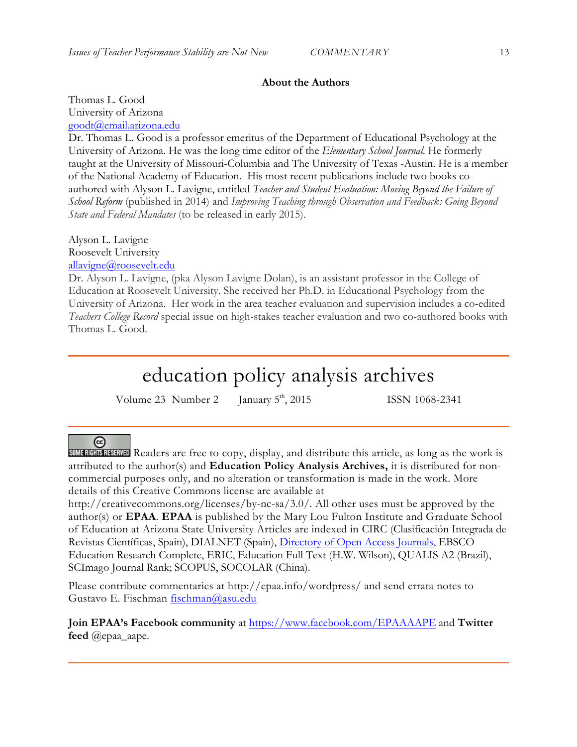**About the Authors**

Thomas L. Good
University of Arizona
goodt@email.arizona.edu

Dr. Thomas L. Good is a professor emeritus of the Department of Educational Psychology at the University of Arizona. He was the long time editor of the *Elementary School Journal*. He formerly taught at the University of Missouri-Columbia and The University of Texas -Austin. He is a member of the National Academy of Education. His most recent publications include two books co-authored with Alyson L. Lavigne, entitled *Teacher and Student Evaluation: Moving Beyond the Failure of School Reform* (published in 2014) and *Improving Teaching through Observation and Feedback: Going Beyond State and Federal Mandates* (to be released in early 2015).

Alyson L. Lavigne
Roosevelt University
allavigne@roosevelt.edu

Dr. Alyson L. Lavigne, (pka Alyson Lavigne Dolan), is an assistant professor in the College of Education at Roosevelt University. She received her Ph.D. in Educational Psychology from the University of Arizona. Her work in the area teacher evaluation and supervision includes a co-edited *Teachers College Record* special issue on high-stakes teacher evaluation and two co-authored books with Thomas L. Good.

---

# education policy analysis archives

Volume 23 Number 2 January 5th, 2015 ISSN 1068-2341

---

SOME RIGHTS RESERVED Readers are free to copy, display, and distribute this article, as long as the work is attributed to the author(s) and **Education Policy Analysis Archives,** it is distributed for non-commercial purposes only, and no alteration or transformation is made in the work. More details of this Creative Commons license are available at http://creativecommons.org/licenses/by-nc-sa/3.0/. All other uses must be approved by the author(s) or **EPAA**. **EPAA** is published by the Mary Lou Fulton Institute and Graduate School of Education at Arizona State University Articles are indexed in CIRC (Clasificación Integrada de Revistas Científicas, Spain), DIALNET (Spain), Directory of Open Access Journals, EBSCO Education Research Complete, ERIC, Education Full Text (H.W. Wilson), QUALIS A2 (Brazil), SCImago Journal Rank; SCOPUS, SOCOLAR (China).

Please contribute commentaries at http://epaa.info/wordpress/ and send errata notes to Gustavo E. Fischman fischman@asu.edu

**Join EPAA's Facebook community** at https://www.facebook.com/EPAAAAPE and **Twitter feed** @epaa_aape.

---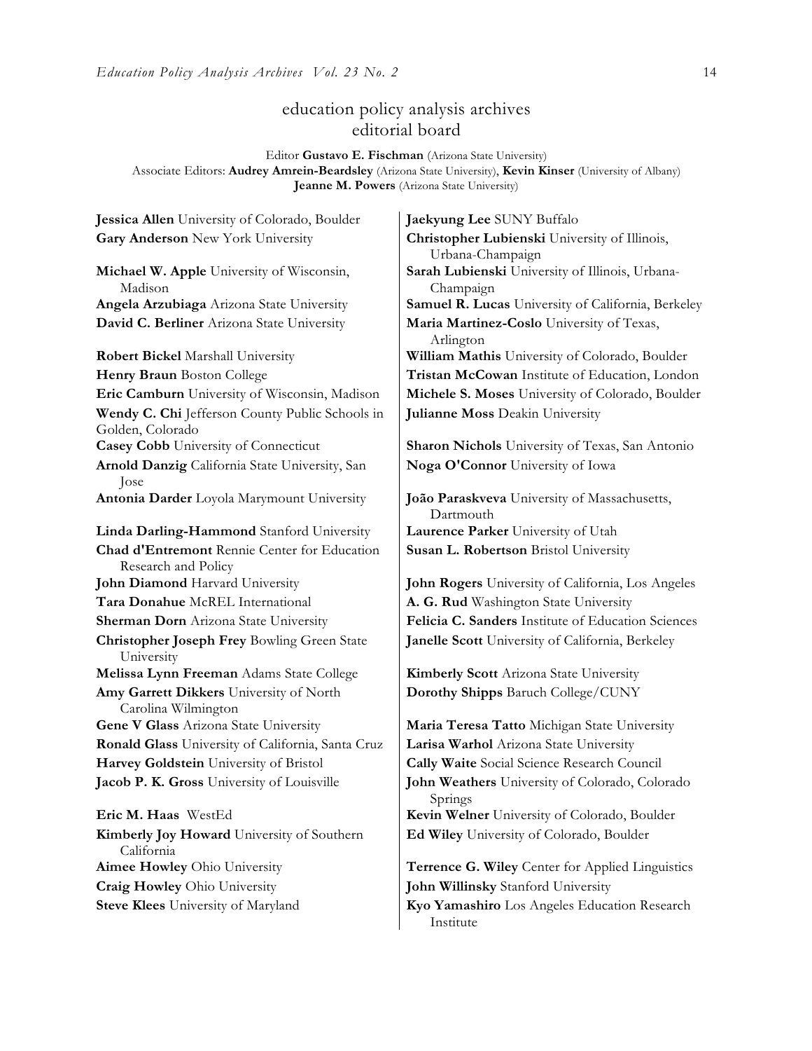# education policy analysis archives
## editorial board

Editor **Gustavo E. Fischman** (Arizona State University)
Associate Editors: **Audrey Amrein-Beardsley** (Arizona State University), **Kevin Kinser** (University of Albany)
**Jeanne M. Powers** (Arizona State University)

**Jessica Allen** University of Colorado, Boulder
**Gary Anderson** New York University
**Michael W. Apple** University of Wisconsin, Madison
**Angela Arzubiaga** Arizona State University
**David C. Berliner** Arizona State University
**Robert Bickel** Marshall University
**Henry Braun** Boston College
**Eric Camburn** University of Wisconsin, Madison
**Wendy C. Chi** Jefferson County Public Schools in Golden, Colorado
**Casey Cobb** University of Connecticut
**Arnold Danzig** California State University, San Jose
**Antonia Darder** Loyola Marymount University
**Linda Darling-Hammond** Stanford University
**Chad d'Entremont** Rennie Center for Education Research and Policy
**John Diamond** Harvard University
**Tara Donahue** McREL International
**Sherman Dorn** Arizona State University
**Christopher Joseph Frey** Bowling Green State University
**Melissa Lynn Freeman** Adams State College
**Amy Garrett Dikkers** University of North Carolina Wilmington
**Gene V Glass** Arizona State University
**Ronald Glass** University of California, Santa Cruz
**Harvey Goldstein** University of Bristol
**Jacob P. K. Gross** University of Louisville
**Eric M. Haas** WestEd
**Kimberly Joy Howard** University of Southern California
**Aimee Howley** Ohio University
**Craig Howley** Ohio University
**Steve Klees** University of Maryland
**Jaekyung Lee** SUNY Buffalo
**Christopher Lubienski** University of Illinois, Urbana-Champaign
**Sarah Lubienski** University of Illinois, Urbana-Champaign
**Samuel R. Lucas** University of California, Berkeley
**Maria Martinez-Coslo** University of Texas, Arlington
**William Mathis** University of Colorado, Boulder
**Tristan McCowan** Institute of Education, London
**Michele S. Moses** University of Colorado, Boulder
**Julianne Moss** Deakin University
**Sharon Nichols** University of Texas, San Antonio
**Noga O'Connor** University of Iowa
**João Paraskveva** University of Massachusetts, Dartmouth
**Laurence Parker** University of Utah
**Susan L. Robertson** Bristol University
**John Rogers** University of California, Los Angeles
**A. G. Rud** Washington State University
**Felicia C. Sanders** Institute of Education Sciences
**Janelle Scott** University of California, Berkeley
**Kimberly Scott** Arizona State University
**Dorothy Shipps** Baruch College/CUNY
**Maria Teresa Tatto** Michigan State University
**Larisa Warhol** Arizona State University
**Cally Waite** Social Science Research Council
**John Weathers** University of Colorado, Colorado Springs
**Kevin Welner** University of Colorado, Boulder
**Ed Wiley** University of Colorado, Boulder
**Terrence G. Wiley** Center for Applied Linguistics
**John Willinsky** Stanford University
**Kyo Yamashiro** Los Angeles Education Research Institute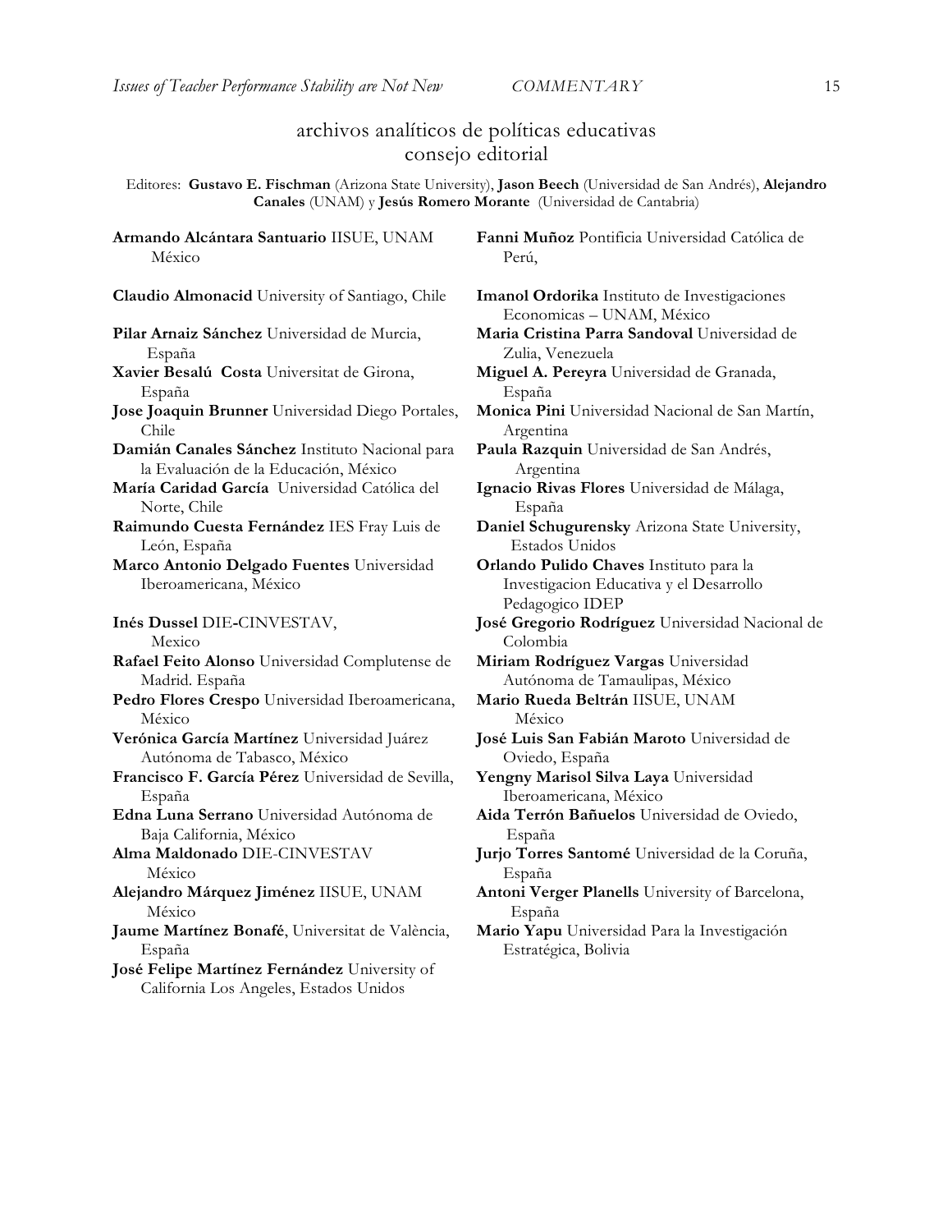# archivos analíticos de políticas educativas
## consejo editorial

Editores: **Gustavo E. Fischman** (Arizona State University), **Jason Beech** (Universidad de San Andrés), **Alejandro Canales** (UNAM) y **Jesús Romero Morante** (Universidad de Cantabria)

**Armando Alcántara Santuario** IISUE, UNAM México

**Claudio Almonacid** University of Santiago, Chile

**Pilar Arnaiz Sánchez** Universidad de Murcia, España

**Xavier Besalú Costa** Universitat de Girona, España

**Jose Joaquin Brunner** Universidad Diego Portales, Chile

**Damián Canales Sánchez** Instituto Nacional para la Evaluación de la Educación, México

**María Caridad García** Universidad Católica del Norte, Chile

**Raimundo Cuesta Fernández** IES Fray Luis de León, España

**Marco Antonio Delgado Fuentes** Universidad Iberoamericana, México

**Inés Dussel** DIE-CINVESTAV, Mexico

**Rafael Feito Alonso** Universidad Complutense de Madrid. España

**Pedro Flores Crespo** Universidad Iberoamericana, México

**Verónica García Martínez** Universidad Juárez Autónoma de Tabasco, México

**Francisco F. García Pérez** Universidad de Sevilla, España

**Edna Luna Serrano** Universidad Autónoma de Baja California, México

**Alma Maldonado** DIE-CINVESTAV México

**Alejandro Márquez Jiménez** IISUE, UNAM México

**Jaume Martínez Bonafé**, Universitat de València, España

**José Felipe Martínez Fernández** University of California Los Angeles, Estados Unidos

**Fanni Muñoz** Pontificia Universidad Católica de Perú,

**Imanol Ordorika** Instituto de Investigaciones Economicas – UNAM, México

**Maria Cristina Parra Sandoval** Universidad de Zulia, Venezuela

**Miguel A. Pereyra** Universidad de Granada, España

**Monica Pini** Universidad Nacional de San Martín, Argentina

**Paula Razquin** Universidad de San Andrés, Argentina

**Ignacio Rivas Flores** Universidad de Málaga, España

**Daniel Schugurensky** Arizona State University, Estados Unidos

**Orlando Pulido Chaves** Instituto para la Investigacion Educativa y el Desarrollo Pedagogico IDEP

**José Gregorio Rodríguez** Universidad Nacional de Colombia

**Miriam Rodríguez Vargas** Universidad Autónoma de Tamaulipas, México

**Mario Rueda Beltrán** IISUE, UNAM México

**José Luis San Fabián Maroto** Universidad de Oviedo, España

**Yengny Marisol Silva Laya** Universidad Iberoamericana, México

**Aida Terrón Bañuelos** Universidad de Oviedo, España

**Jurjo Torres Santomé** Universidad de la Coruña, España

**Antoni Verger Planells** University of Barcelona, España

**Mario Yapu** Universidad Para la Investigación Estratégica, Bolivia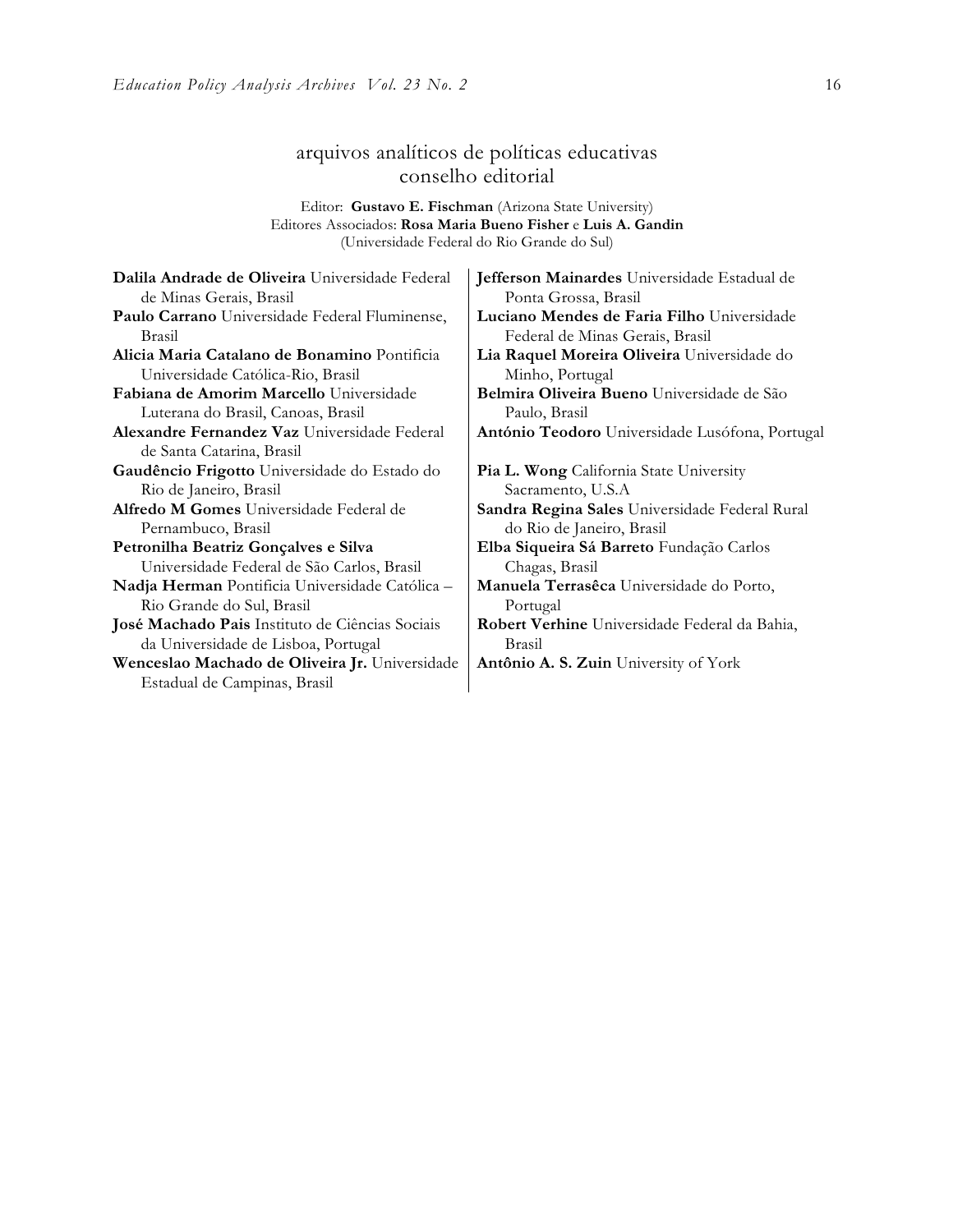## arquivos analíticos de políticas educativas conselho editorial

Editor: **Gustavo E. Fischman** (Arizona State University)
Editores Associados: **Rosa Maria Bueno Fisher** e **Luis A. Gandin**
(Universidade Federal do Rio Grande do Sul)

**Dalila Andrade de Oliveira** Universidade Federal de Minas Gerais, Brasil

**Paulo Carrano** Universidade Federal Fluminense, Brasil

**Alicia Maria Catalano de Bonamino** Pontificia Universidade Católica-Rio, Brasil

**Fabiana de Amorim Marcello** Universidade Luterana do Brasil, Canoas, Brasil

**Alexandre Fernandez Vaz** Universidade Federal de Santa Catarina, Brasil

**Gaudêncio Frigotto** Universidade do Estado do Rio de Janeiro, Brasil

**Alfredo M Gomes** Universidade Federal de Pernambuco, Brasil

**Petronilha Beatriz Gonçalves e Silva** Universidade Federal de São Carlos, Brasil

**Nadja Herman** Pontificia Universidade Católica – Rio Grande do Sul, Brasil

**José Machado Pais** Instituto de Ciências Sociais da Universidade de Lisboa, Portugal

**Wenceslao Machado de Oliveira Jr.** Universidade Estadual de Campinas, Brasil

**Jefferson Mainardes** Universidade Estadual de Ponta Grossa, Brasil

**Luciano Mendes de Faria Filho** Universidade Federal de Minas Gerais, Brasil

**Lia Raquel Moreira Oliveira** Universidade do Minho, Portugal

**Belmira Oliveira Bueno** Universidade de São Paulo, Brasil

**António Teodoro** Universidade Lusófona, Portugal

**Pia L. Wong** California State University Sacramento, U.S.A

**Sandra Regina Sales** Universidade Federal Rural do Rio de Janeiro, Brasil

**Elba Siqueira Sá Barreto** Fundação Carlos Chagas, Brasil

**Manuela Terrasêca** Universidade do Porto, Portugal

**Robert Verhine** Universidade Federal da Bahia, Brasil

**Antônio A. S. Zuin** University of York